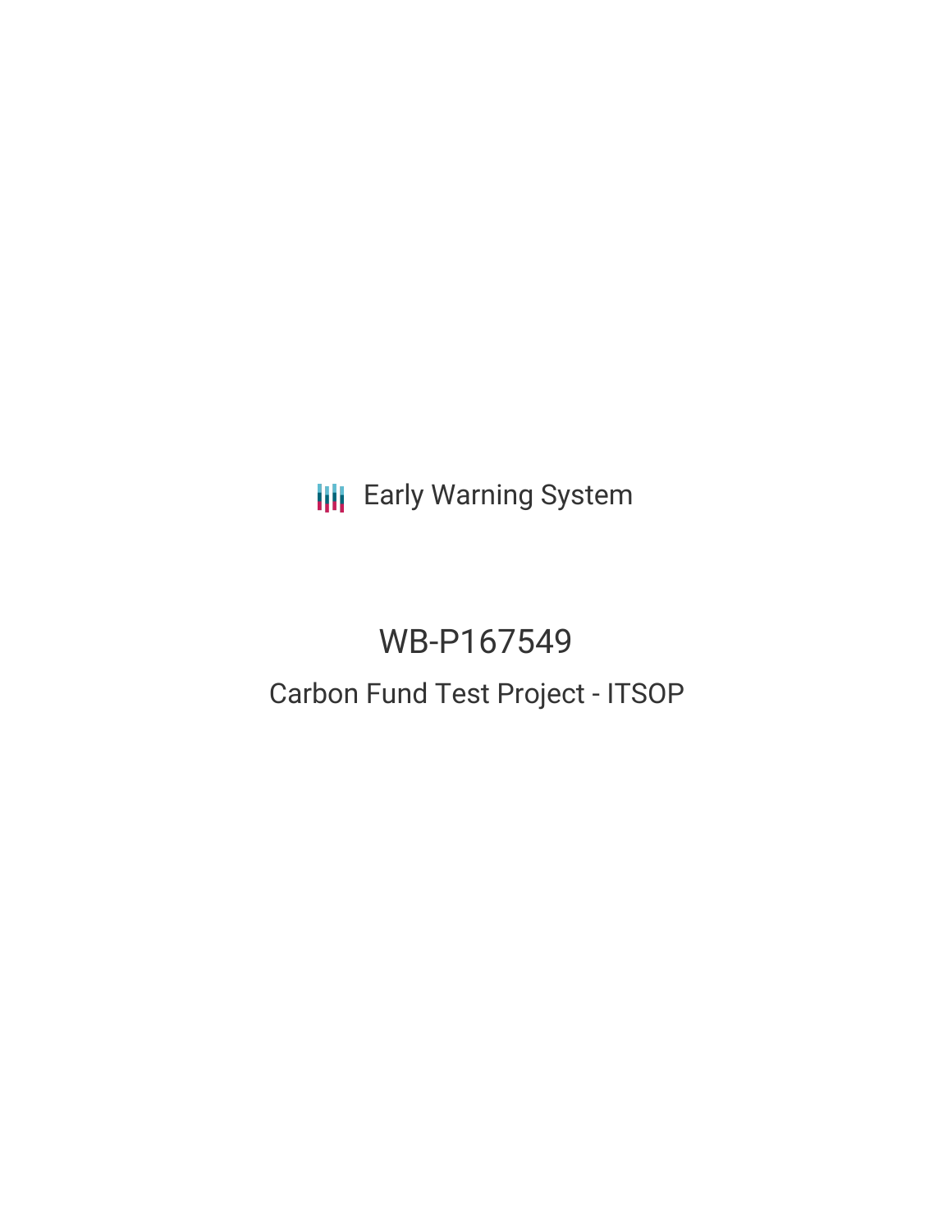Early Warning System

# WB-P167549

## Carbon Fund Test Project - ITSOP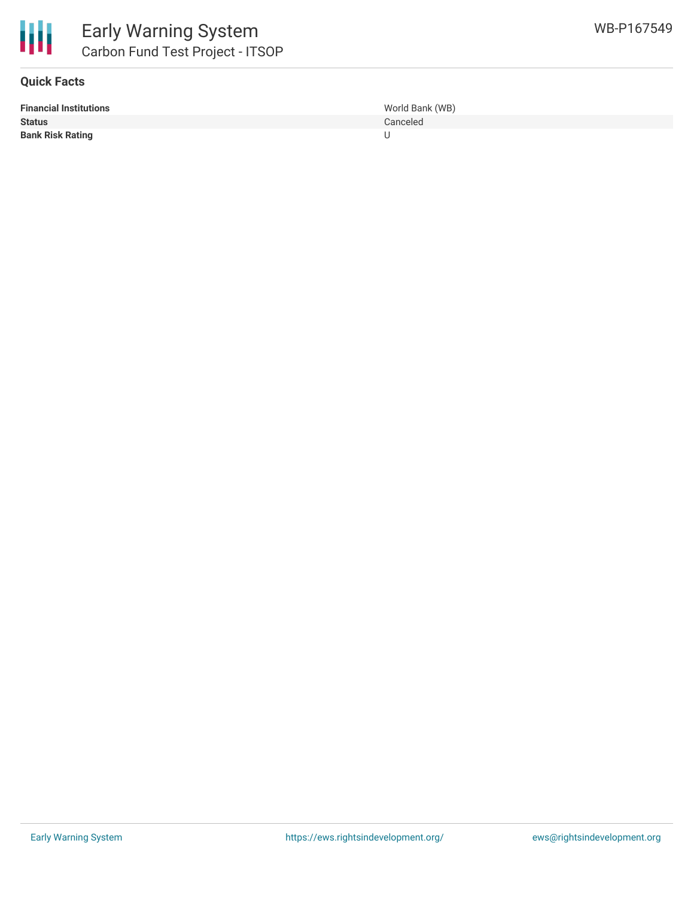## Quick Facts

| | |
|---|---|
| **Financial Institutions** | World Bank (WB) |
| **Status** | Canceled |
| **Bank Risk Rating** | U |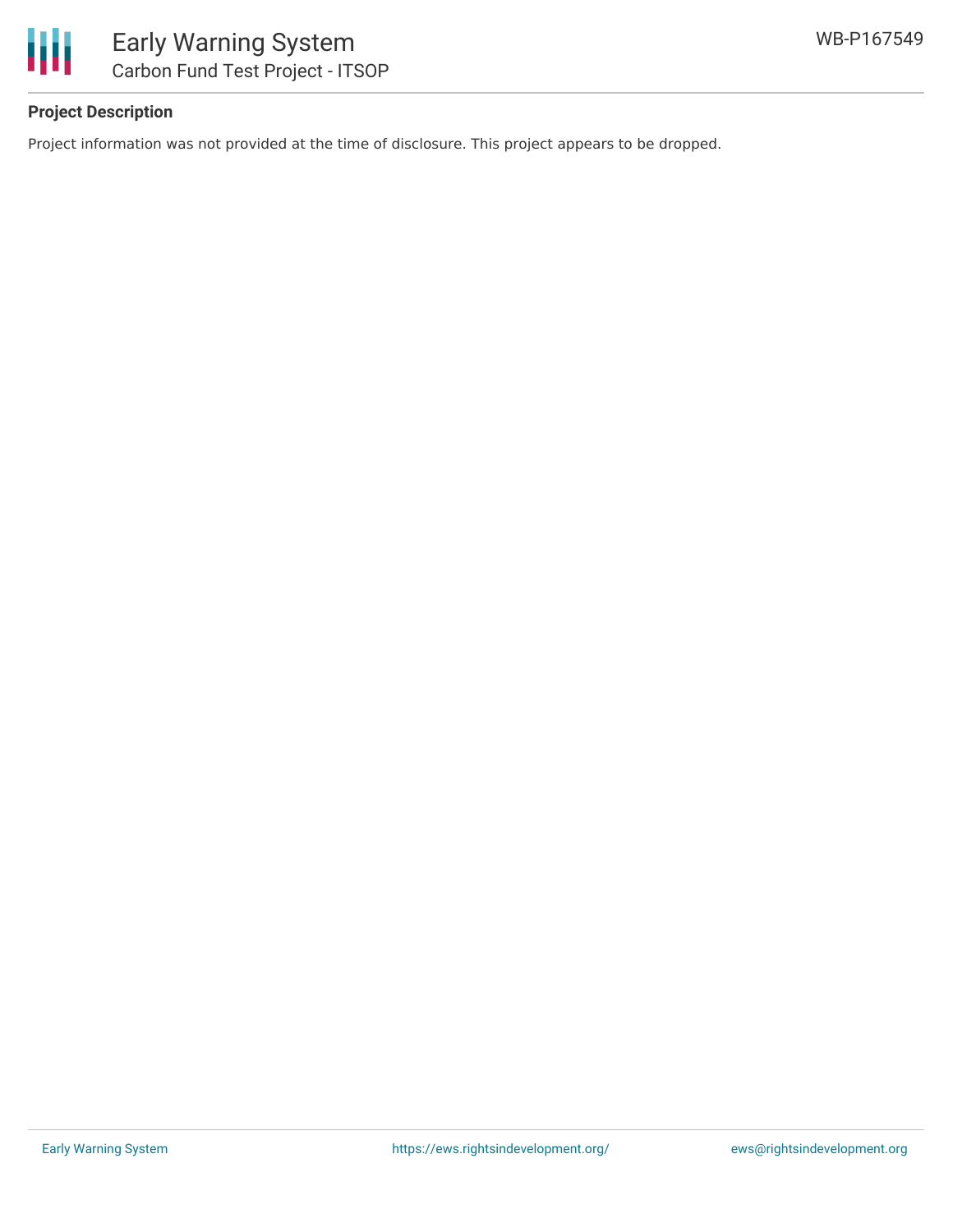### Project Description

Project information was not provided at the time of disclosure. This project appears to be dropped.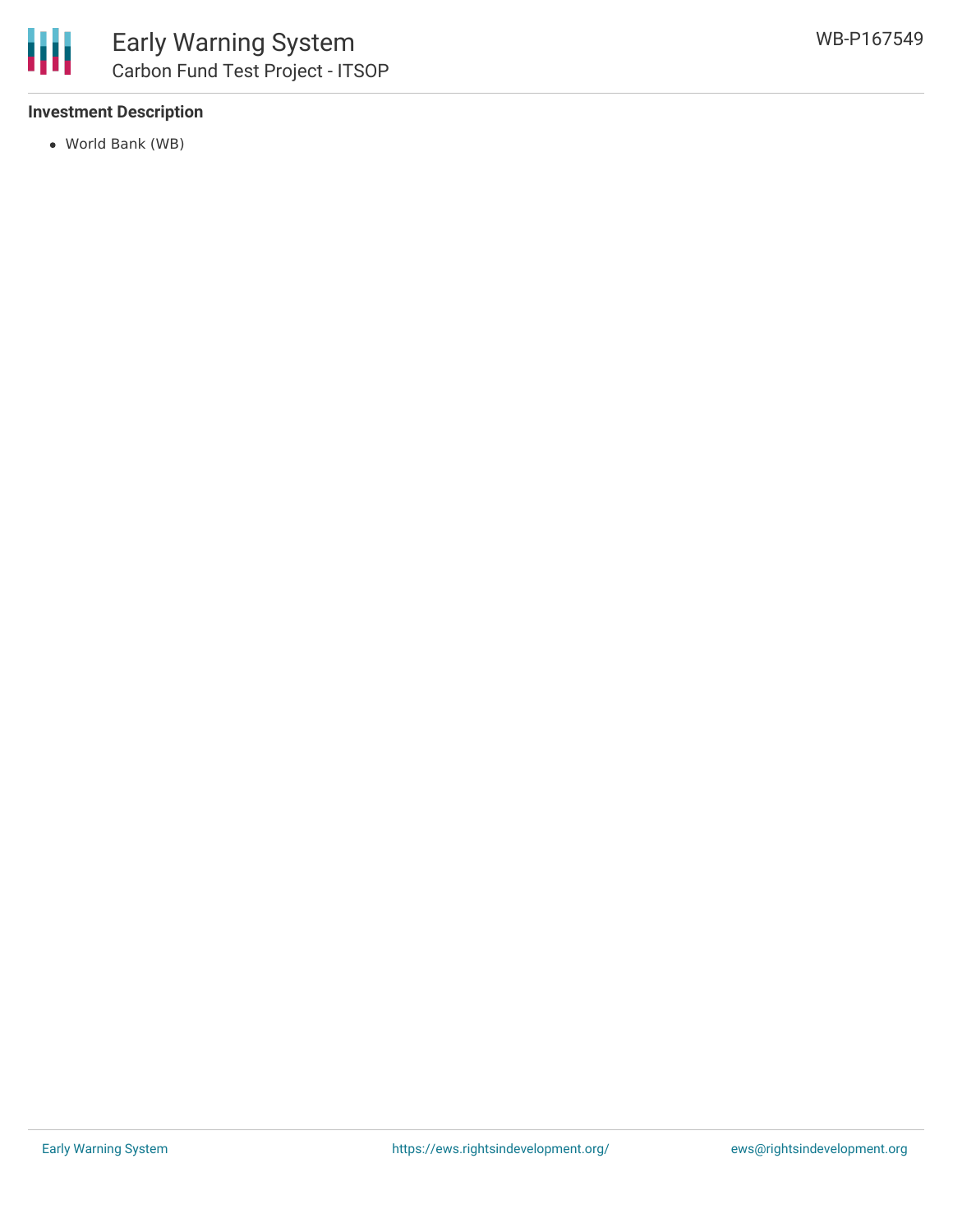### Investment Description

- World Bank (WB)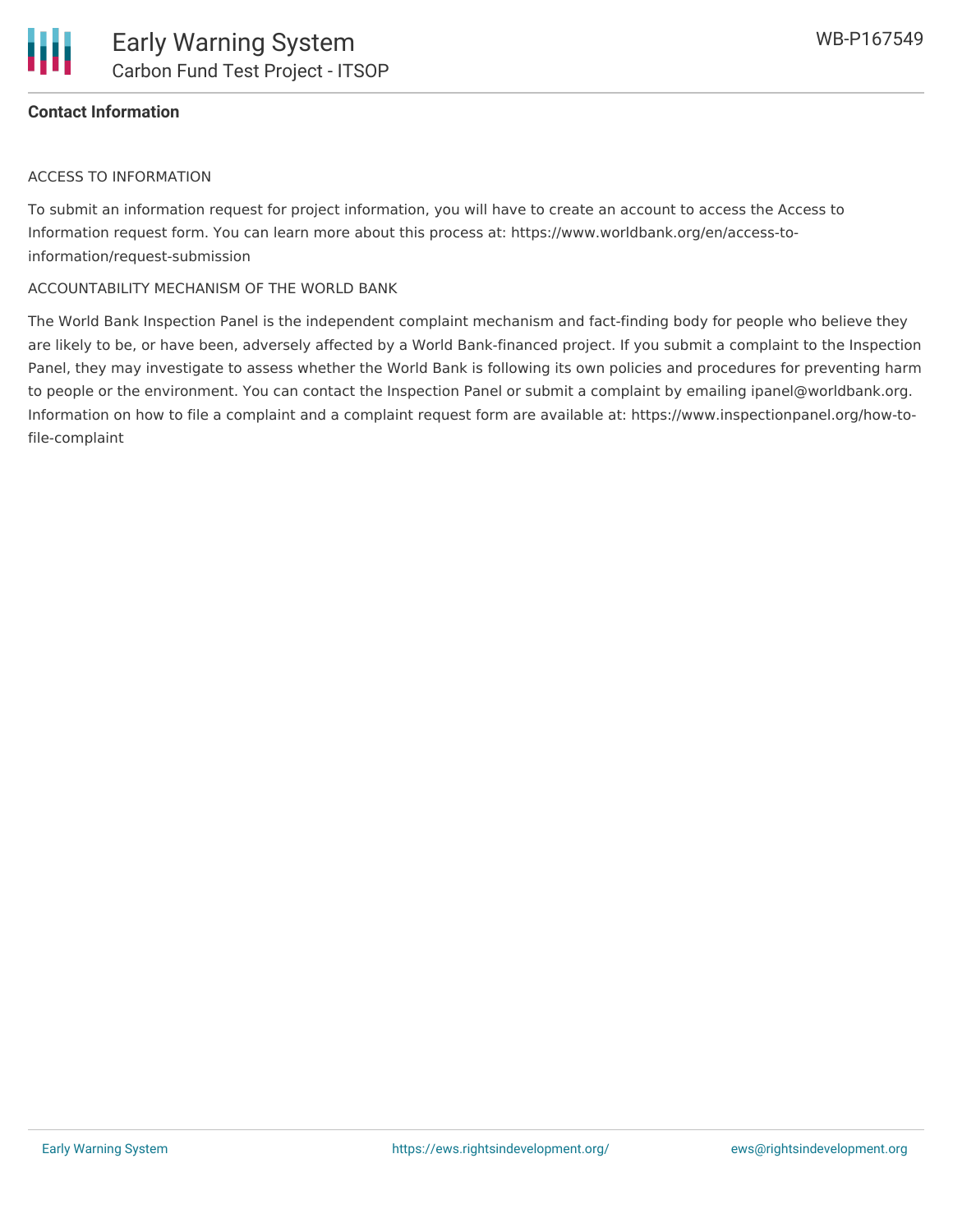**Contact Information**

ACCESS TO INFORMATION

To submit an information request for project information, you will have to create an account to access the Access to Information request form. You can learn more about this process at: https://www.worldbank.org/en/access-to-information/request-submission

ACCOUNTABILITY MECHANISM OF THE WORLD BANK

The World Bank Inspection Panel is the independent complaint mechanism and fact-finding body for people who believe they are likely to be, or have been, adversely affected by a World Bank-financed project. If you submit a complaint to the Inspection Panel, they may investigate to assess whether the World Bank is following its own policies and procedures for preventing harm to people or the environment. You can contact the Inspection Panel or submit a complaint by emailing ipanel@worldbank.org. Information on how to file a complaint and a complaint request form are available at: https://www.inspectionpanel.org/how-to-file-complaint